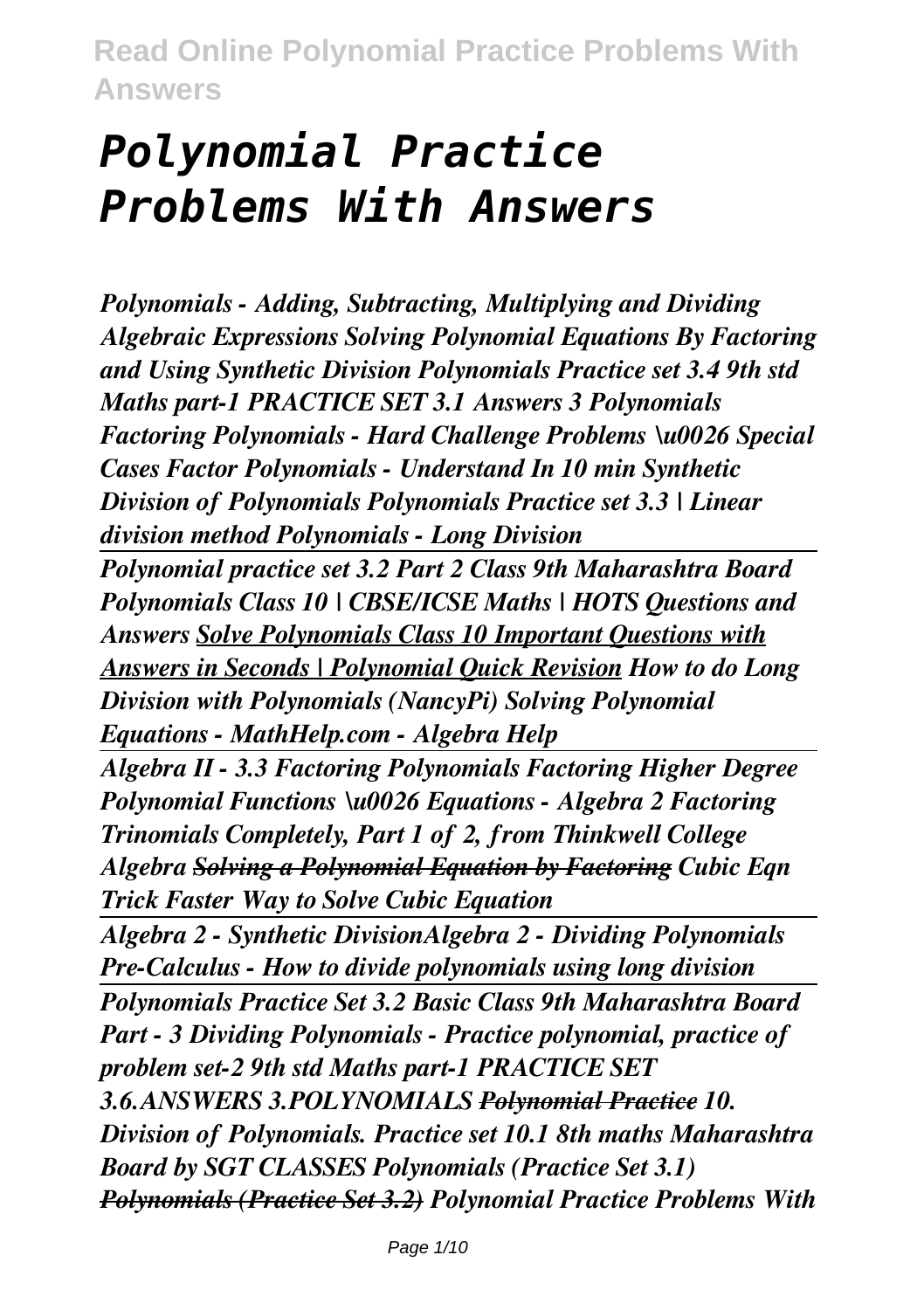# *Polynomial Practice Problems With Answers*

***Polynomials - Adding, Subtracting, Multiplying and Dividing Algebraic Expressions Solving Polynomial Equations By Factoring and Using Synthetic Division Polynomials Practice set 3.4 9th std Maths part-1 PRACTICE SET 3.1 Answers 3 Polynomials Factoring Polynomials - Hard Challenge Problems \u0026 Special Cases Factor Polynomials - Understand In 10 min Synthetic Division of Polynomials Polynomials Practice set 3.3 | Linear division method Polynomials - Long Division***

***Polynomial practice set 3.2 Part 2 Class 9th Maharashtra Board Polynomials Class 10 | CBSE/ICSE Maths | HOTS Questions and Answers Solve Polynomials Class 10 Important Questions with Answers in Seconds | Polynomial Quick Revision How to do Long Division with Polynomials (NancyPi) Solving Polynomial Equations - MathHelp.com - Algebra Help***

***Algebra II - 3.3 Factoring Polynomials Factoring Higher Degree Polynomial Functions \u0026 Equations - Algebra 2 Factoring Trinomials Completely, Part 1 of 2, from Thinkwell College Algebra ~~Solving a Polynomial Equation by Factoring~~ Cubic Eqn Trick Faster Way to Solve Cubic Equation***

***Algebra 2 - Synthetic DivisionAlgebra 2 - Dividing Polynomials Pre-Calculus - How to divide polynomials using long division***

***Polynomials Practice Set 3.2 Basic Class 9th Maharashtra Board Part - 3 Dividing Polynomials - Practice polynomial, practice of problem set-2 9th std Maths part-1 PRACTICE SET 3.6.ANSWERS 3.POLYNOMIALS ~~Polynomial Practice~~ 10. Division of Polynomials. Practice set 10.1 8th maths Maharashtra Board by SGT CLASSES Polynomials (Practice Set 3.1) ~~Polynomials (Practice Set 3.2)~~ Polynomial Practice Problems With***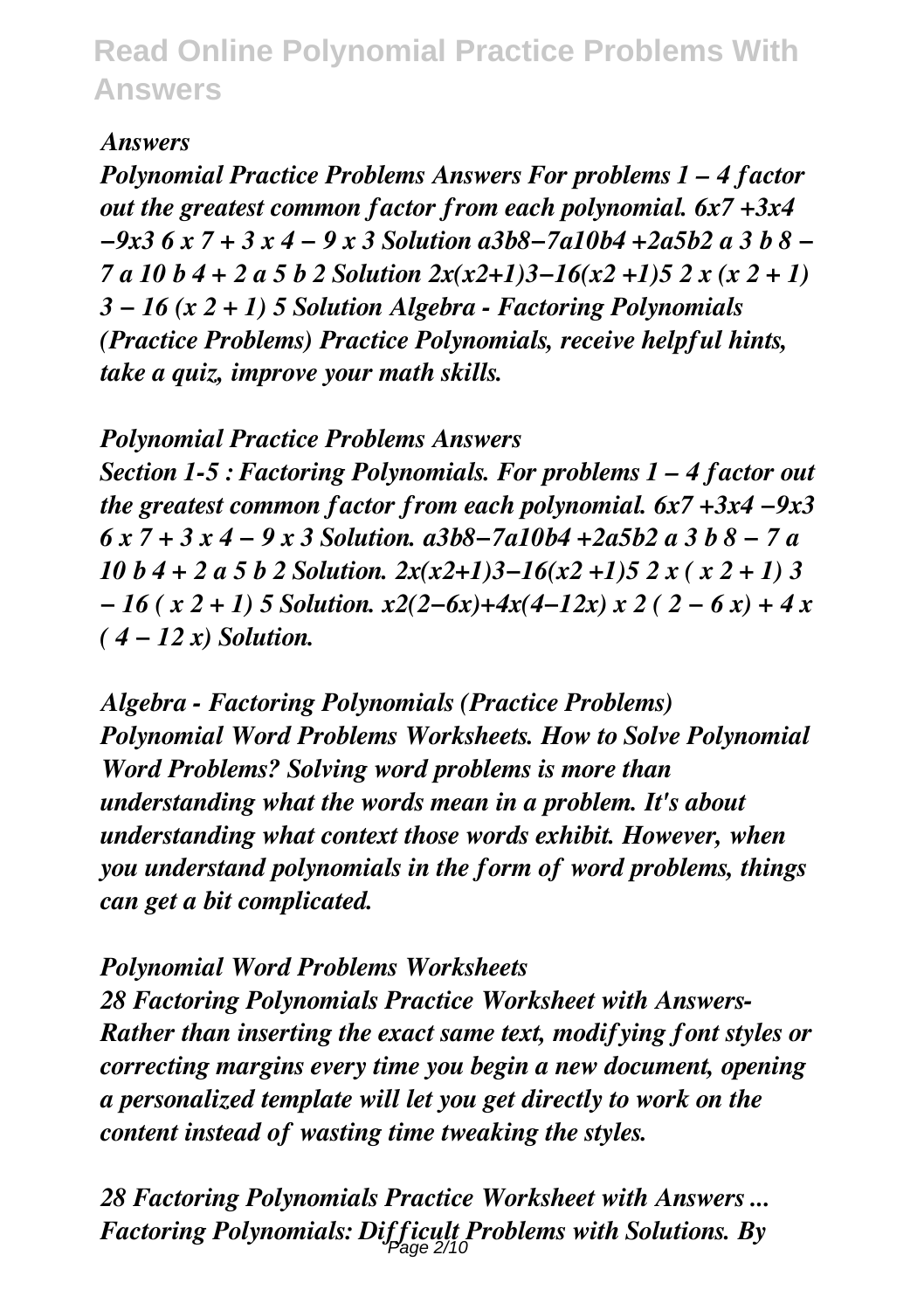*Answers*

*Polynomial Practice Problems Answers For problems 1 – 4 factor out the greatest common factor from each polynomial. 6x7 +3x4 −9x3 6 x 7 + 3 x 4 − 9 x 3 Solution a3b8−7a10b4 +2a5b2 a 3 b 8 − 7 a 10 b 4 + 2 a 5 b 2 Solution 2x(x2+1)3−16(x2 +1)5 2 x (x 2 + 1) 3 − 16 (x 2 + 1) 5 Solution Algebra - Factoring Polynomials (Practice Problems) Practice Polynomials, receive helpful hints, take a quiz, improve your math skills.*

*Polynomial Practice Problems Answers*

*Section 1-5 : Factoring Polynomials. For problems 1 – 4 factor out the greatest common factor from each polynomial. 6x7 +3x4 −9x3 6 x 7 + 3 x 4 − 9 x 3 Solution. a3b8−7a10b4 +2a5b2 a 3 b 8 − 7 a 10 b 4 + 2 a 5 b 2 Solution. 2x(x2+1)3−16(x2 +1)5 2 x ( x 2 + 1) 3 − 16 ( x 2 + 1) 5 Solution. x2(2−6x)+4x(4−12x) x 2 ( 2 − 6 x) + 4 x ( 4 − 12 x) Solution.*

*Algebra - Factoring Polynomials (Practice Problems) Polynomial Word Problems Worksheets. How to Solve Polynomial Word Problems? Solving word problems is more than understanding what the words mean in a problem. It's about understanding what context those words exhibit. However, when you understand polynomials in the form of word problems, things can get a bit complicated.*

*Polynomial Word Problems Worksheets*

*28 Factoring Polynomials Practice Worksheet with Answers- Rather than inserting the exact same text, modifying font styles or correcting margins every time you begin a new document, opening a personalized template will let you get directly to work on the content instead of wasting time tweaking the styles.*

*28 Factoring Polynomials Practice Worksheet with Answers ... Factoring Polynomials: Difficult Problems with Solutions. By*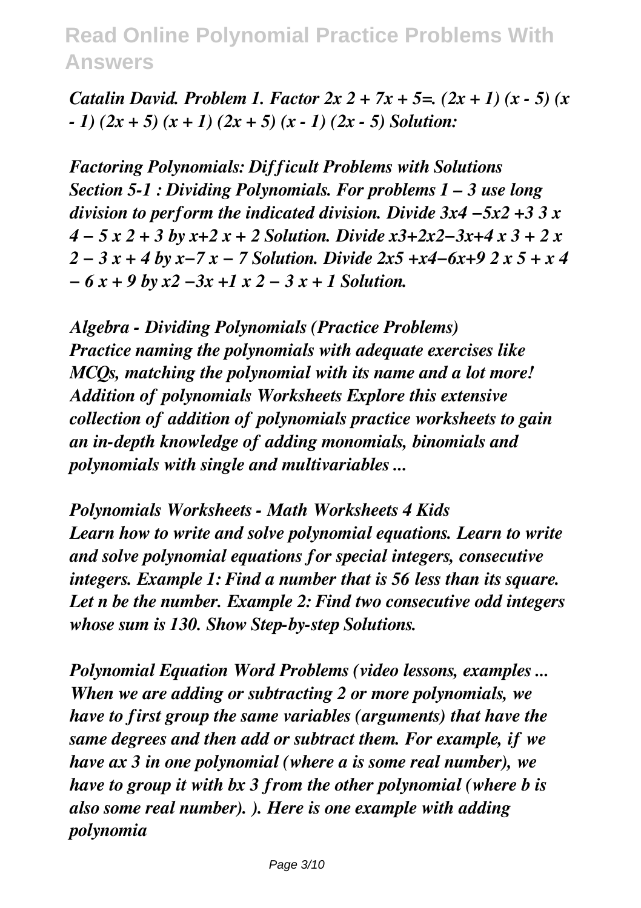*Catalin David. Problem 1. Factor $2x^2 + 7x + 5$=. $(2x + 1)(x - 5)$ $(x - 1)(2x + 5)$ $(x + 1)(2x + 5)$ $(x - 1)(2x - 5)$ Solution:*

*Factoring Polynomials: Difficult Problems with Solutions*
*Section 5-1 : Dividing Polynomials. For problems 1 – 3 use long division to perform the indicated division. Divide $3x^4 - 5x^2 + 3$ $3x^4 - 5x^2 + 3$ by $x+2$ $x + 2$ Solution. Divide $x^3+2x^2-3x+4$ $x^3 + 2x^2 - 3x + 4$ by $x-7$ $x - 7$ Solution. Divide $2x^5 + x^4 - 6x + 9$ $2x^5 + x^4 - 6x + 9$ by $x^2 - 3x + 1$ $x^2 - 3x + 1$ Solution.*

*Algebra - Dividing Polynomials (Practice Problems)*
*Practice naming the polynomials with adequate exercises like MCQs, matching the polynomial with its name and a lot more! Addition of polynomials Worksheets Explore this extensive collection of addition of polynomials practice worksheets to gain an in-depth knowledge of adding monomials, binomials and polynomials with single and multivariables ...*

*Polynomials Worksheets - Math Worksheets 4 Kids*
*Learn how to write and solve polynomial equations. Learn to write and solve polynomial equations for special integers, consecutive integers. Example 1: Find a number that is 56 less than its square. Let n be the number. Example 2: Find two consecutive odd integers whose sum is 130. Show Step-by-step Solutions.*

*Polynomial Equation Word Problems (video lessons, examples ...*
*When we are adding or subtracting 2 or more polynomials, we have to first group the same variables (arguments) that have the same degrees and then add or subtract them. For example, if we have $ax^3$ in one polynomial (where a is some real number), we have to group it with $bx^3$ from the other polynomial (where b is also some real number). ). Here is one example with adding polynomia*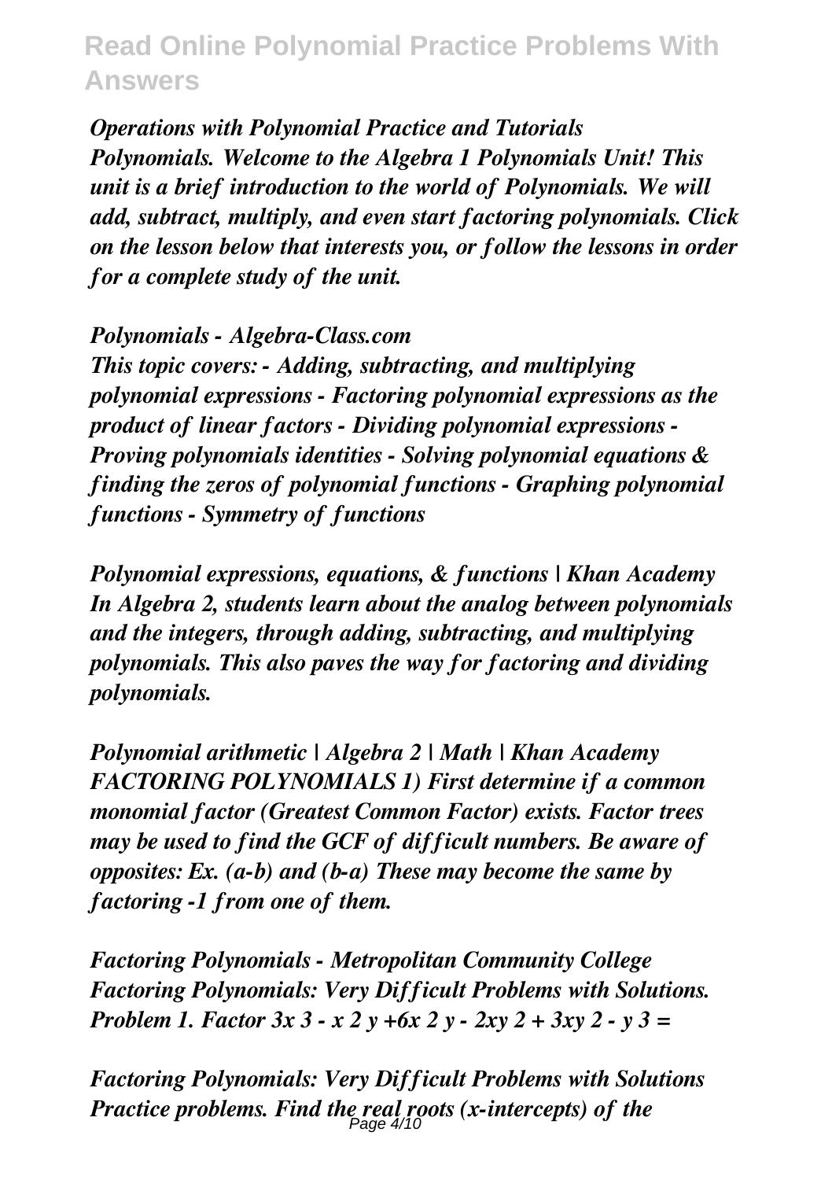*Operations with Polynomial Practice and Tutorials*
*Polynomials. Welcome to the Algebra 1 Polynomials Unit! This unit is a brief introduction to the world of Polynomials. We will add, subtract, multiply, and even start factoring polynomials. Click on the lesson below that interests you, or follow the lessons in order for a complete study of the unit.*

*Polynomials - Algebra-Class.com*
*This topic covers: - Adding, subtracting, and multiplying polynomial expressions - Factoring polynomial expressions as the product of linear factors - Dividing polynomial expressions - Proving polynomials identities - Solving polynomial equations & finding the zeros of polynomial functions - Graphing polynomial functions - Symmetry of functions*

*Polynomial expressions, equations, & functions | Khan Academy*
*In Algebra 2, students learn about the analog between polynomials and the integers, through adding, subtracting, and multiplying polynomials. This also paves the way for factoring and dividing polynomials.*

*Polynomial arithmetic | Algebra 2 | Math | Khan Academy*
*FACTORING POLYNOMIALS 1) First determine if a common monomial factor (Greatest Common Factor) exists. Factor trees may be used to find the GCF of difficult numbers. Be aware of opposites: Ex. (a-b) and (b-a) These may become the same by factoring -1 from one of them.*

*Factoring Polynomials - Metropolitan Community College*
*Factoring Polynomials: Very Difficult Problems with Solutions. Problem 1. Factor* $3x^3 - x^2y + 6x^2y - 2xy^2 + 3xy^2 - y^3 =$

*Factoring Polynomials: Very Difficult Problems with Solutions*
*Practice problems. Find the real roots (x-intercepts) of the*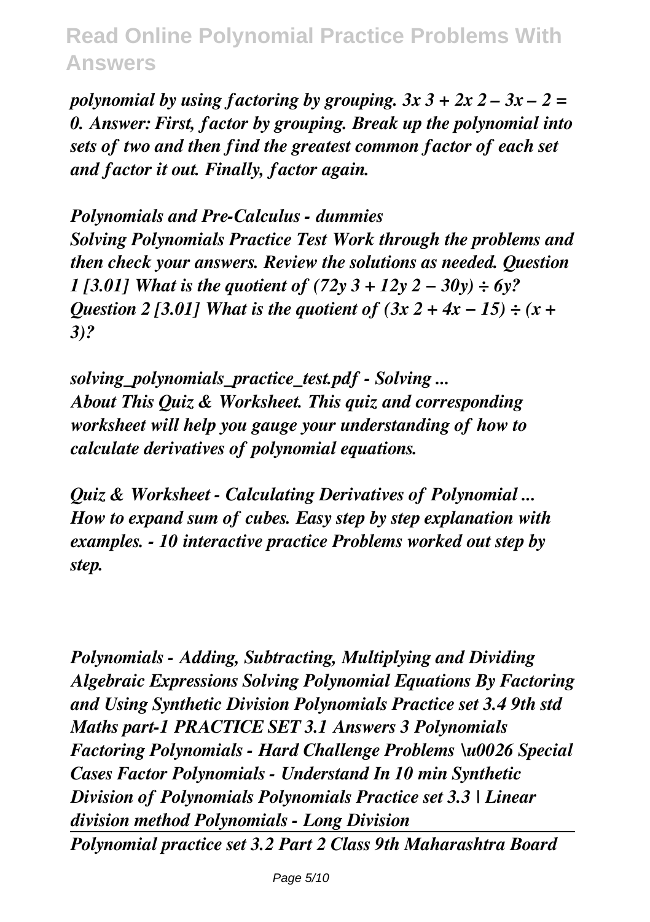*polynomial by using factoring by grouping. $3x^3 + 2x^2 - 3x - 2 = 0$. Answer: First, factor by grouping. Break up the polynomial into sets of two and then find the greatest common factor of each set and factor it out. Finally, factor again.*

*Polynomials and Pre-Calculus - dummies*
*Solving Polynomials Practice Test Work through the problems and then check your answers. Review the solutions as needed. Question 1 [3.01] What is the quotient of $(72y^3 + 12y^2 - 30y) \div 6y$? Question 2 [3.01] What is the quotient of $(3x^2 + 4x - 15) \div (x + 3)$?*

*solving_polynomials_practice_test.pdf - Solving ...*
*About This Quiz & Worksheet. This quiz and corresponding worksheet will help you gauge your understanding of how to calculate derivatives of polynomial equations.*

*Quiz & Worksheet - Calculating Derivatives of Polynomial ...*
*How to expand sum of cubes. Easy step by step explanation with examples. - 10 interactive practice Problems worked out step by step.*

*Polynomials - Adding, Subtracting, Multiplying and Dividing Algebraic Expressions Solving Polynomial Equations By Factoring and Using Synthetic Division Polynomials Practice set 3.4 9th std Maths part-1 PRACTICE SET 3.1 Answers 3 Polynomials Factoring Polynomials - Hard Challenge Problems \u0026 Special Cases Factor Polynomials - Understand In 10 min Synthetic Division of Polynomials Polynomials Practice set 3.3 | Linear division method Polynomials - Long Division*

*Polynomial practice set 3.2 Part 2 Class 9th Maharashtra Board*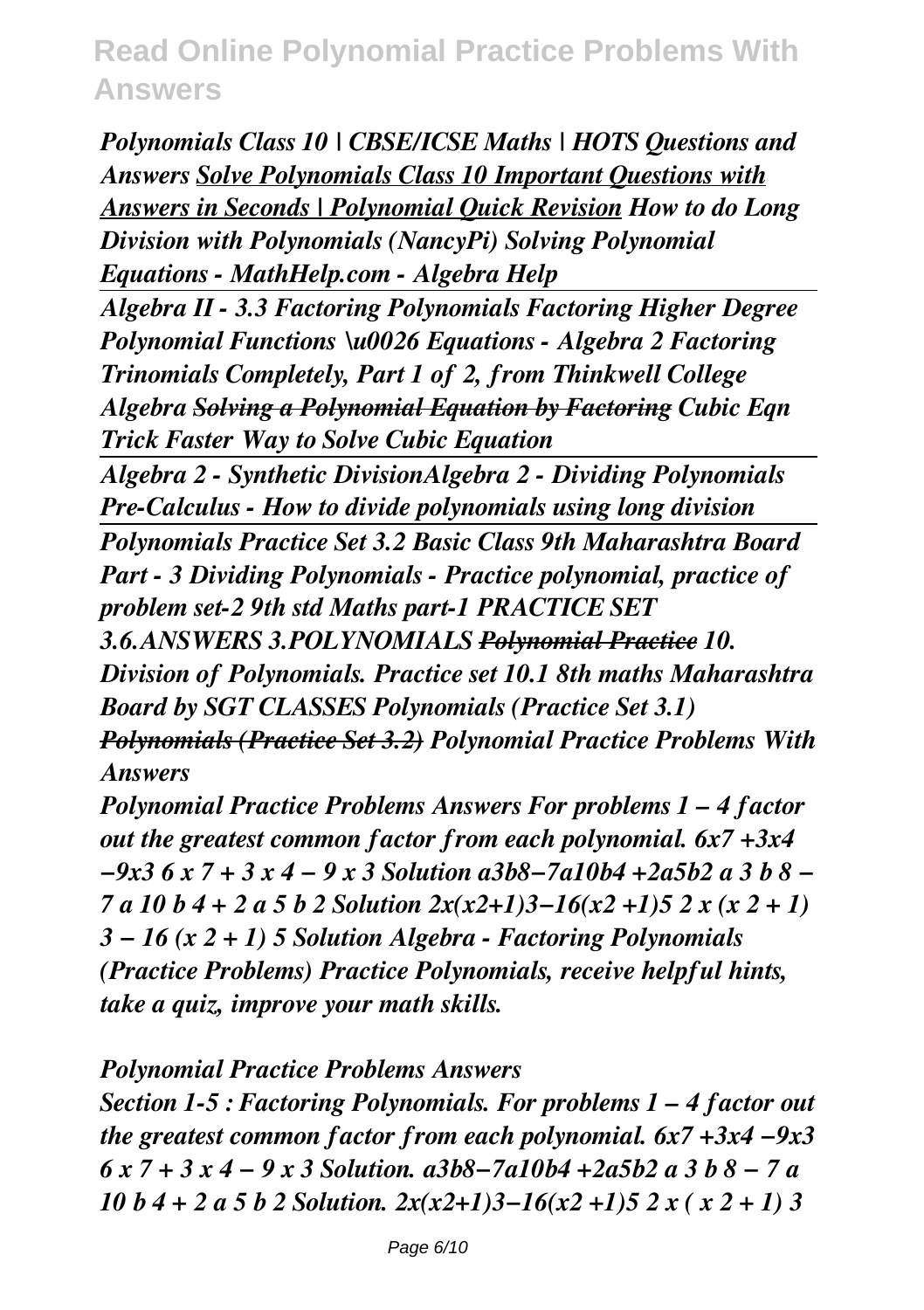*Polynomials Class 10 | CBSE/ICSE Maths | HOTS Questions and Answers* *Solve Polynomials Class 10 Important Questions with Answers in Seconds | Polynomial Quick Revision* *How to do Long Division with Polynomials (NancyPi)* *Solving Polynomial Equations - MathHelp.com - Algebra Help*

*Algebra II - 3.3 Factoring Polynomials* *Factoring Higher Degree Polynomial Functions \u0026 Equations - Algebra 2* *Factoring Trinomials Completely, Part 1 of 2, from Thinkwell College Algebra* ~~*Solving a Polynomial Equation by Factoring*~~ *Cubic Eqn Trick Faster Way to Solve Cubic Equation*

*Algebra 2 - Synthetic Division**Algebra 2 - Dividing Polynomials* *Pre-Calculus - How to divide polynomials using long division*

*Polynomials Practice Set 3.2 Basic Class 9th Maharashtra Board* *Part - 3 Dividing Polynomials - Practice polynomial, practice of problem set-2* *9th std Maths part-1 PRACTICE SET 3.6.ANSWERS 3.POLYNOMIALS* ~~*Polynomial Practice*~~ *10. Division of Polynomials. Practice set 10.1 8th maths Maharashtra Board by SGT CLASSES* *Polynomials (Practice Set 3.1)* ~~*Polynomials (Practice Set 3.2)*~~ *Polynomial Practice Problems With Answers*

*Polynomial Practice Problems Answers For problems 1 – 4 factor out the greatest common factor from each polynomial. 6x7 +3x4 −9x3 6 x 7 + 3 x 4 − 9 x 3 Solution a3b8−7a10b4 +2a5b2 a 3 b 8 − 7 a 10 b 4 + 2 a 5 b 2 Solution 2x(x2+1)3−16(x2 +1)5 2 x (x 2 + 1) 3 − 16 (x 2 + 1) 5 Solution Algebra - Factoring Polynomials (Practice Problems) Practice Polynomials, receive helpful hints, take a quiz, improve your math skills.*

*Polynomial Practice Problems Answers*

*Section 1-5 : Factoring Polynomials. For problems 1 – 4 factor out the greatest common factor from each polynomial. 6x7 +3x4 −9x3 6 x 7 + 3 x 4 − 9 x 3 Solution. a3b8−7a10b4 +2a5b2 a 3 b 8 − 7 a 10 b 4 + 2 a 5 b 2 Solution. 2x(x2+1)3−16(x2 +1)5 2 x ( x 2 + 1) 3*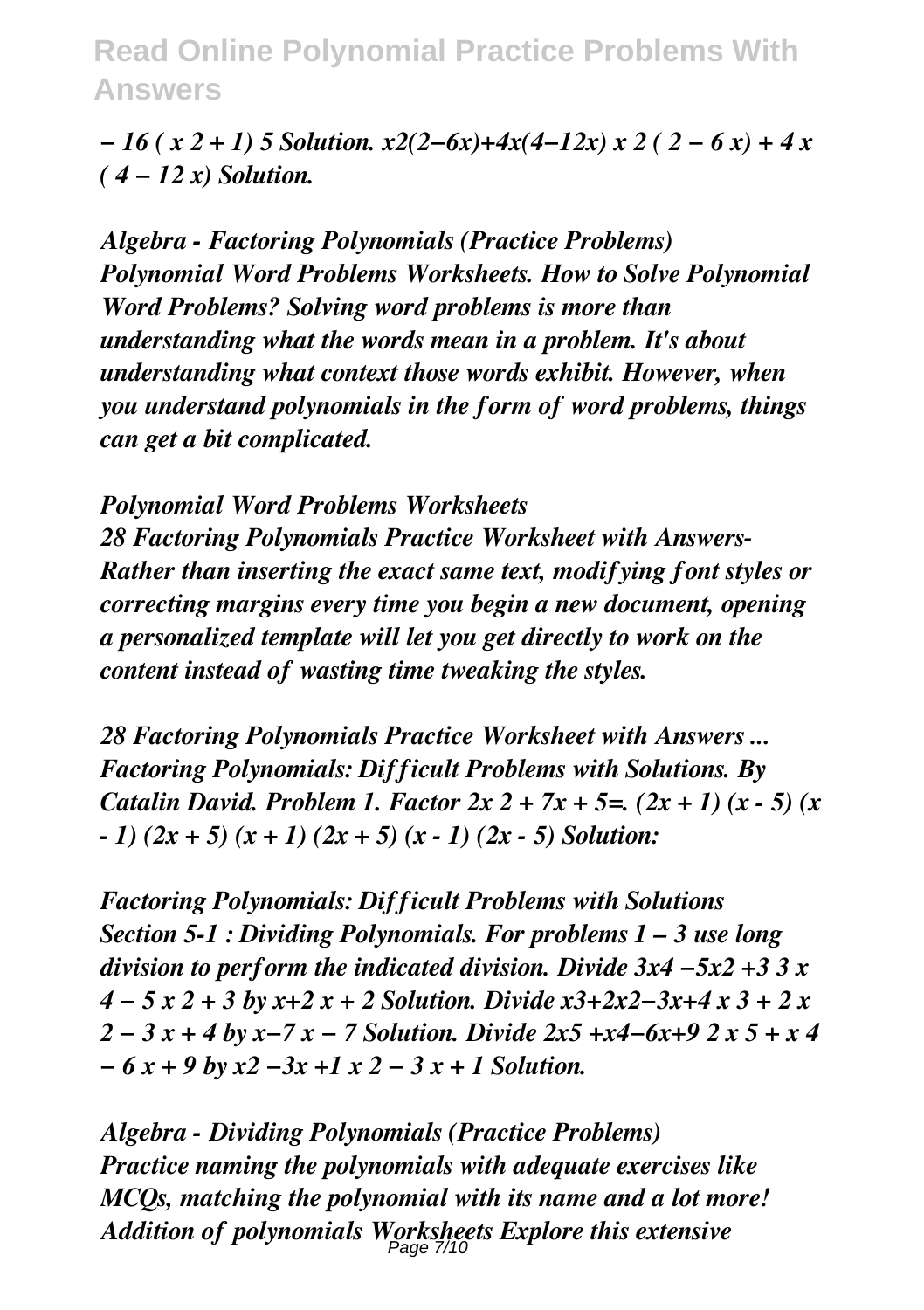*− 16 ( x 2 + 1) 5 Solution. x2(2−6x)+4x(4−12x) x 2 ( 2 − 6 x) + 4 x ( 4 − 12 x) Solution.*

*Algebra - Factoring Polynomials (Practice Problems) Polynomial Word Problems Worksheets. How to Solve Polynomial Word Problems? Solving word problems is more than understanding what the words mean in a problem. It's about understanding what context those words exhibit. However, when you understand polynomials in the form of word problems, things can get a bit complicated.*

*Polynomial Word Problems Worksheets 28 Factoring Polynomials Practice Worksheet with Answers-Rather than inserting the exact same text, modifying font styles or correcting margins every time you begin a new document, opening a personalized template will let you get directly to work on the content instead of wasting time tweaking the styles.*

*28 Factoring Polynomials Practice Worksheet with Answers ... Factoring Polynomials: Difficult Problems with Solutions. By Catalin David. Problem 1. Factor 2x 2 + 7x + 5=. (2x + 1) (x - 5) (x - 1) (2x + 5) (x + 1) (2x + 5) (x - 1) (2x - 5) Solution:*

*Factoring Polynomials: Difficult Problems with Solutions Section 5-1 : Dividing Polynomials. For problems 1 – 3 use long division to perform the indicated division. Divide 3x4 −5x2 +3 3 x 4 − 5 x 2 + 3 by x+2 x + 2 Solution. Divide x3+2x2−3x+4 x 3 + 2 x 2 − 3 x + 4 by x−7 x − 7 Solution. Divide 2x5 +x4−6x+9 2 x 5 + x 4 − 6 x + 9 by x2 −3x +1 x 2 − 3 x + 1 Solution.*

*Algebra - Dividing Polynomials (Practice Problems) Practice naming the polynomials with adequate exercises like MCQs, matching the polynomial with its name and a lot more! Addition of polynomials Worksheets Explore this extensive*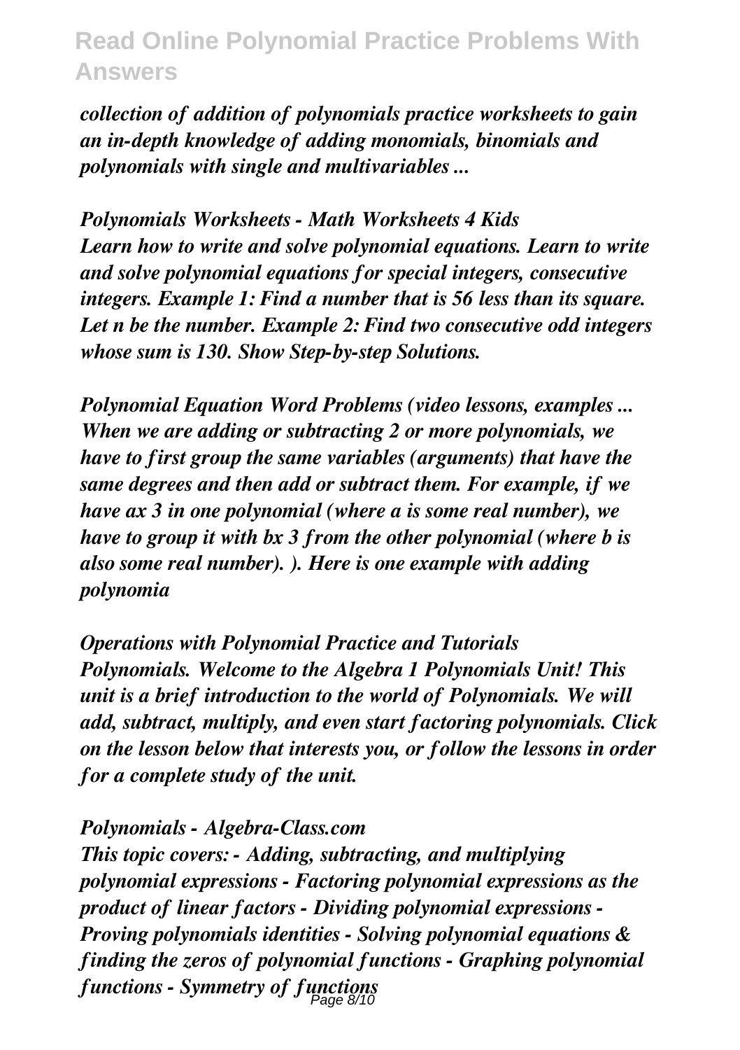*collection of addition of polynomials practice worksheets to gain an in-depth knowledge of adding monomials, binomials and polynomials with single and multivariables ...*

*Polynomials Worksheets - Math Worksheets 4 Kids*

*Learn how to write and solve polynomial equations. Learn to write and solve polynomial equations for special integers, consecutive integers. Example 1: Find a number that is 56 less than its square. Let n be the number. Example 2: Find two consecutive odd integers whose sum is 130. Show Step-by-step Solutions.*

*Polynomial Equation Word Problems (video lessons, examples ...*

*When we are adding or subtracting 2 or more polynomials, we have to first group the same variables (arguments) that have the same degrees and then add or subtract them. For example, if we have ax 3 in one polynomial (where a is some real number), we have to group it with bx 3 from the other polynomial (where b is also some real number). ). Here is one example with adding polynomia*

*Operations with Polynomial Practice and Tutorials*

*Polynomials. Welcome to the Algebra 1 Polynomials Unit! This unit is a brief introduction to the world of Polynomials. We will add, subtract, multiply, and even start factoring polynomials. Click on the lesson below that interests you, or follow the lessons in order for a complete study of the unit.*

*Polynomials - Algebra-Class.com*

*This topic covers: - Adding, subtracting, and multiplying polynomial expressions - Factoring polynomial expressions as the product of linear factors - Dividing polynomial expressions - Proving polynomials identities - Solving polynomial equations & finding the zeros of polynomial functions - Graphing polynomial functions - Symmetry of functions*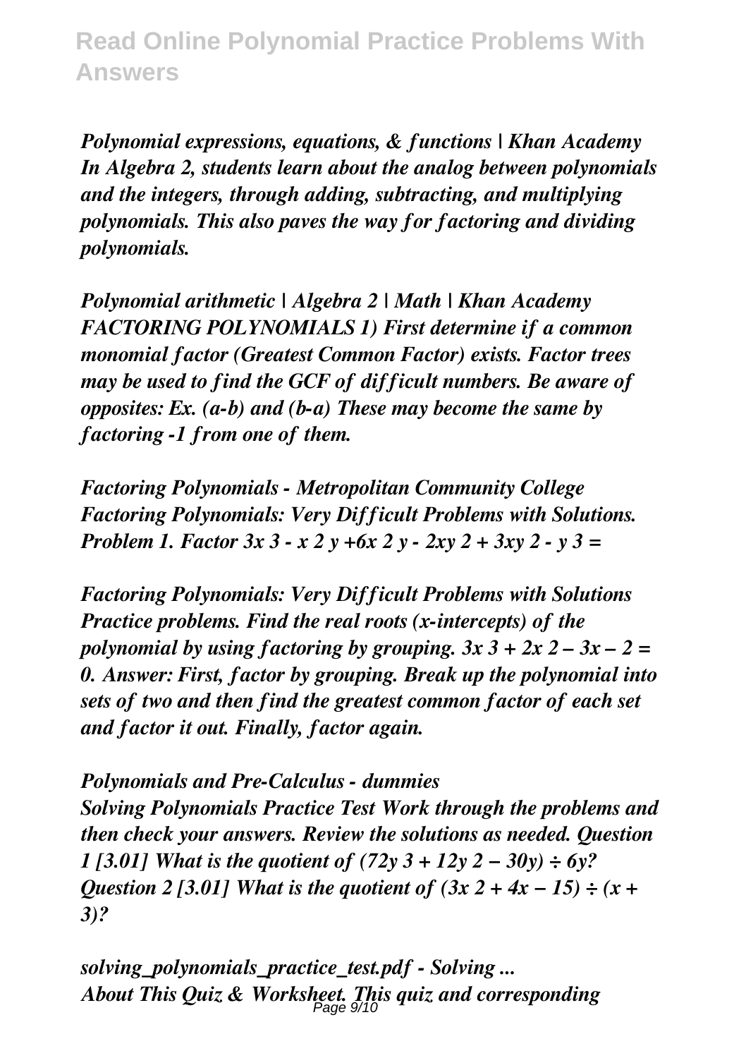*Polynomial expressions, equations, & functions | Khan Academy In Algebra 2, students learn about the analog between polynomials and the integers, through adding, subtracting, and multiplying polynomials. This also paves the way for factoring and dividing polynomials.*

*Polynomial arithmetic | Algebra 2 | Math | Khan Academy FACTORING POLYNOMIALS 1) First determine if a common monomial factor (Greatest Common Factor) exists. Factor trees may be used to find the GCF of difficult numbers. Be aware of opposites: Ex. (a-b) and (b-a) These may become the same by factoring -1 from one of them.*

*Factoring Polynomials - Metropolitan Community College Factoring Polynomials: Very Difficult Problems with Solutions. Problem 1. Factor $3x^3 - x^2y + 6x^2y - 2xy^2 + 3xy^2 - y^3 =$*

*Factoring Polynomials: Very Difficult Problems with Solutions Practice problems. Find the real roots (x-intercepts) of the polynomial by using factoring by grouping. $3x^3 + 2x^2 - 3x - 2 = 0$. Answer: First, factor by grouping. Break up the polynomial into sets of two and then find the greatest common factor of each set and factor it out. Finally, factor again.*

*Polynomials and Pre-Calculus - dummies Solving Polynomials Practice Test Work through the problems and then check your answers. Review the solutions as needed. Question 1 [3.01] What is the quotient of $(72y^3 + 12y^2 - 30y) \div 6y$? Question 2 [3.01] What is the quotient of $(3x^2 + 4x - 15) \div (x + 3)$?*

*solving_polynomials_practice_test.pdf - Solving ... About This Quiz & Worksheet. This quiz and corresponding*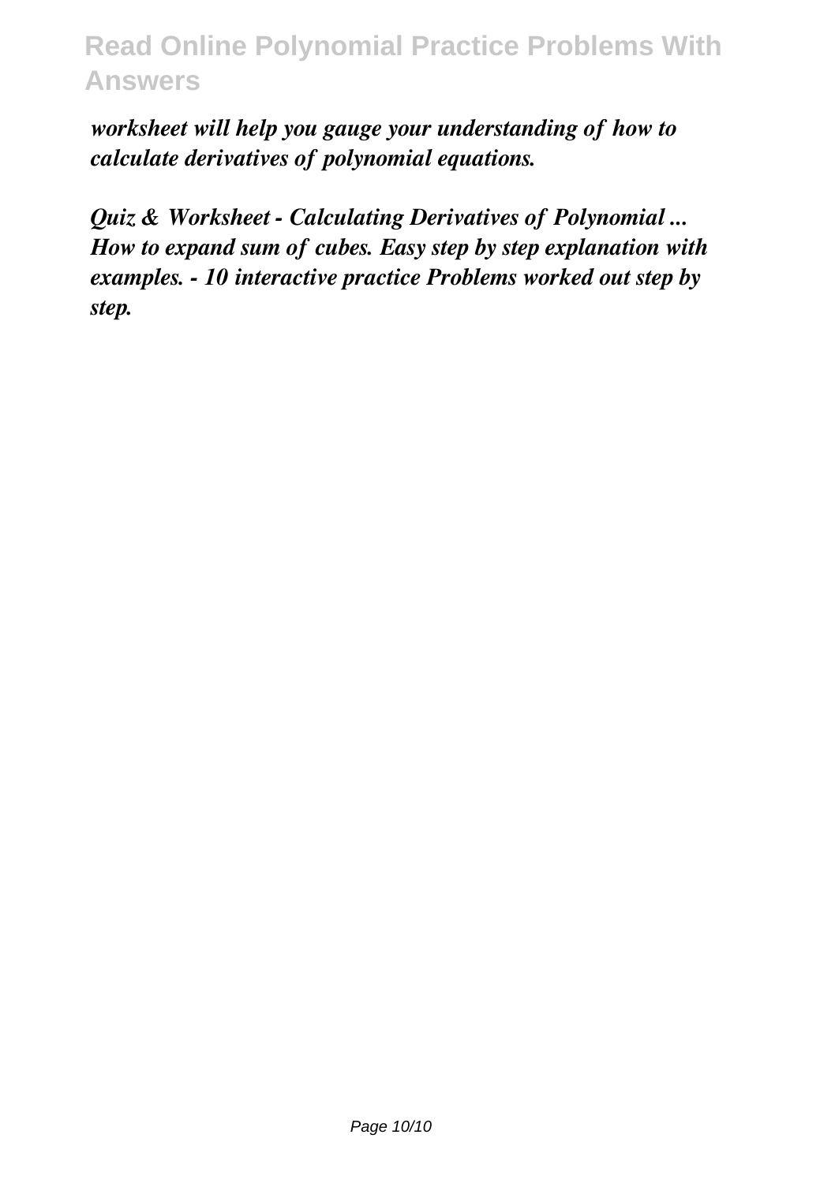*worksheet will help you gauge your understanding of how to calculate derivatives of polynomial equations.*

*Quiz & Worksheet - Calculating Derivatives of Polynomial ... How to expand sum of cubes. Easy step by step explanation with examples. - 10 interactive practice Problems worked out step by step.*